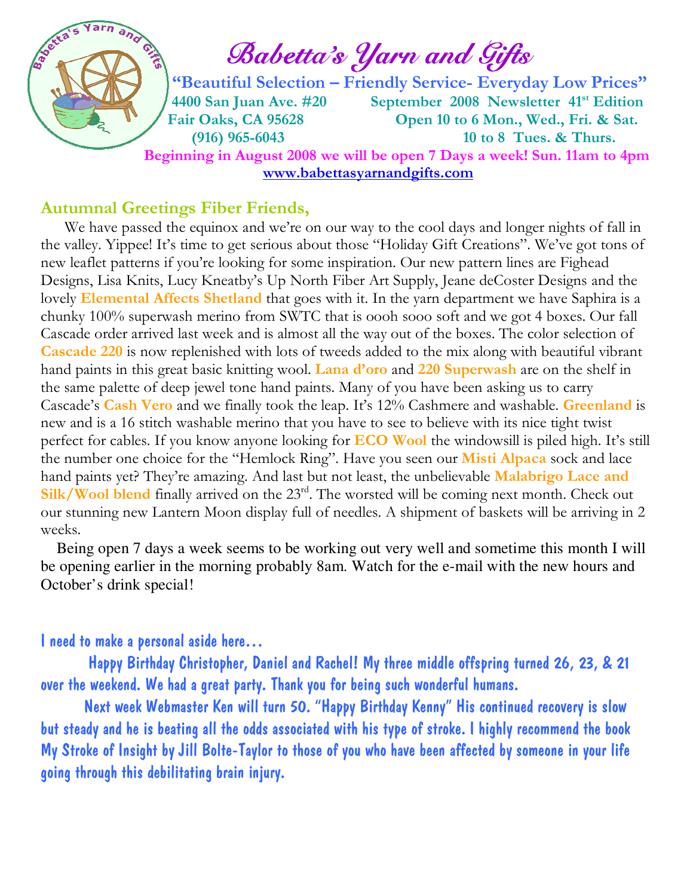# Babetta's Yarn and Gifts

**"Beautiful Selection – Friendly Service- Everyday Low Prices"**

**4400 San Juan Ave. #20**
**Fair Oaks, CA 95628**
**(916) 965-6043**

**September 2008 Newsletter 41st Edition**
**Open 10 to 6 Mon., Wed., Fri. & Sat.**
**10 to 8 Tues. & Thurs.**

**Beginning in August 2008 we will be open 7 Days a week! Sun. 11am to 4pm**

**www.babettasyarnandgifts.com**

## Autumnal Greetings Fiber Friends,

We have passed the equinox and we're on our way to the cool days and longer nights of fall in the valley. Yippee! It's time to get serious about those "Holiday Gift Creations". We've got tons of new leaflet patterns if you're looking for some inspiration. Our new pattern lines are Fighead Designs, Lisa Knits, Lucy Kneatby's Up North Fiber Art Supply, Jeane deCoster Designs and the lovely **Elemental Affects Shetland** that goes with it. In the yarn department we have Saphira is a chunky 100% superwash merino from SWTC that is oooh sooo soft and we got 4 boxes. Our fall Cascade order arrived last week and is almost all the way out of the boxes. The color selection of **Cascade 220** is now replenished with lots of tweeds added to the mix along with beautiful vibrant hand paints in this great basic knitting wool. **Lana d'oro** and **220 Superwash** are on the shelf in the same palette of deep jewel tone hand paints. Many of you have been asking us to carry Cascade's **Cash Vero** and we finally took the leap. It's 12% Cashmere and washable. **Greenland** is new and is a 16 stitch washable merino that you have to see to believe with its nice tight twist perfect for cables. If you know anyone looking for **ECO Wool** the windowsill is piled high. It's still the number one choice for the "Hemlock Ring". Have you seen our **Misti Alpaca** sock and lace hand paints yet? They're amazing. And last but not least, the unbelievable **Malabrigo Lace and Silk/Wool blend** finally arrived on the 23rd. The worsted will be coming next month. Check out our stunning new Lantern Moon display full of needles. A shipment of baskets will be arriving in 2 weeks.

Being open 7 days a week seems to be working out very well and sometime this month I will be opening earlier in the morning probably 8am. Watch for the e-mail with the new hours and October's drink special!

I need to make a personal aside here…

Happy Birthday Christopher, Daniel and Rachel! My three middle offspring turned 26, 23, & 21 over the weekend. We had a great party. Thank you for being such wonderful humans.

Next week Webmaster Ken will turn 50. "Happy Birthday Kenny" His continued recovery is slow but steady and he is beating all the odds associated with his type of stroke. I highly recommend the book My Stroke of Insight by Jill Bolte-Taylor to those of you who have been affected by someone in your life going through this debilitating brain injury.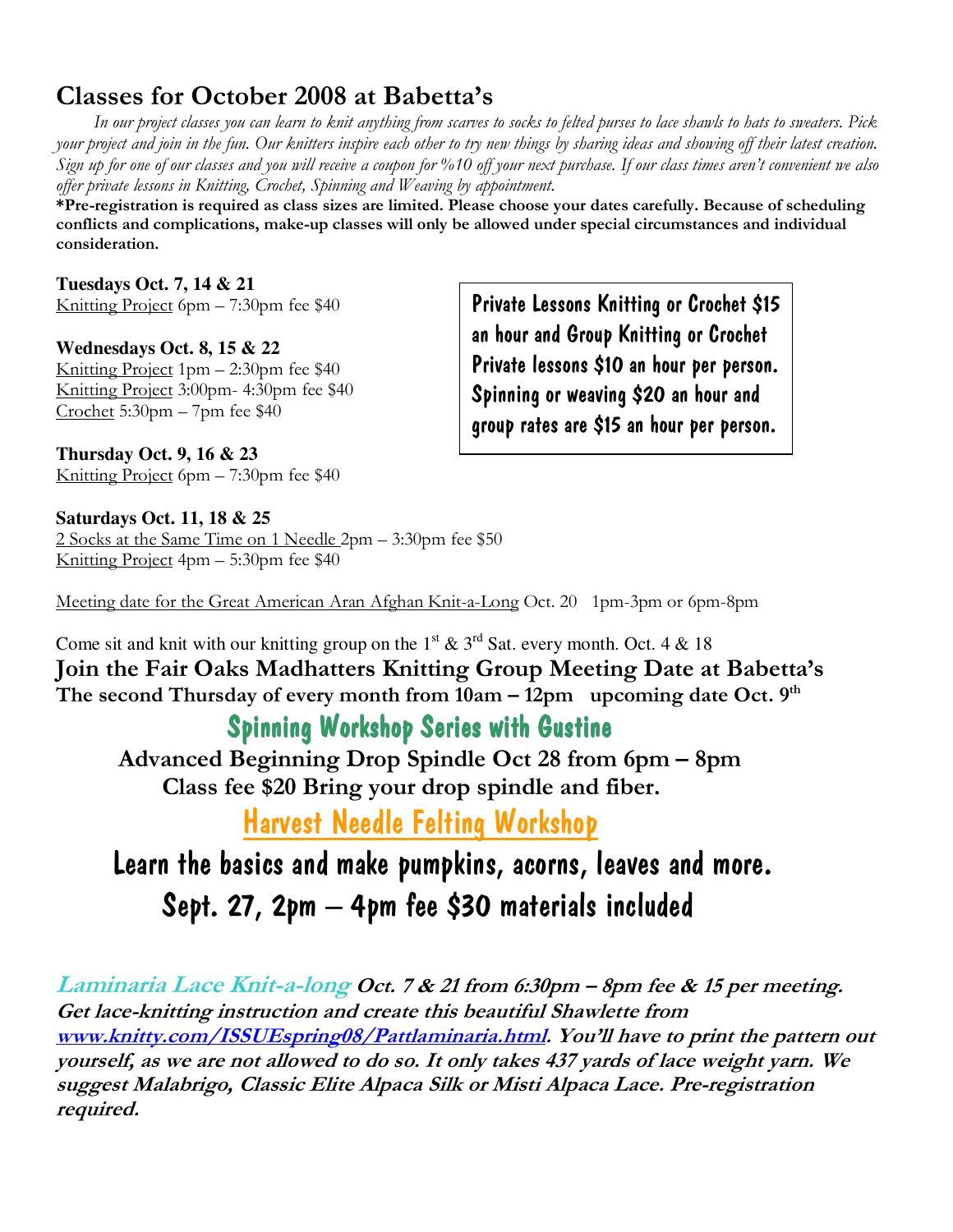## Classes for October 2008 at Babetta's

*In our project classes you can learn to knit anything from scarves to socks to felted purses to lace shawls to hats to sweaters. Pick your project and join in the fun. Our knitters inspire each other to try new things by sharing ideas and showing off their latest creation. Sign up for one of our classes and you will receive a coupon for %10 off your next purchase. If our class times aren't convenient we also offer private lessons in Knitting, Crochet, Spinning and Weaving by appointment.*

**\*Pre-registration is required as class sizes are limited. Please choose your dates carefully. Because of scheduling conflicts and complications, make-up classes will only be allowed under special circumstances and individual consideration.**

**Tuesdays Oct. 7, 14 & 21**
Knitting Project 6pm – 7:30pm fee $40

**Wednesdays Oct. 8, 15 & 22**
Knitting Project 1pm – 2:30pm fee $40
Knitting Project 3:00pm- 4:30pm fee $40
Crochet 5:30pm – 7pm fee $40

**Thursday Oct. 9, 16 & 23**
Knitting Project 6pm – 7:30pm fee $40

**Saturdays Oct. 11, 18 & 25**
2 Socks at the Same Time on 1 Needle 2pm – 3:30pm fee $50
Knitting Project 4pm – 5:30pm fee $40

Private Lessons Knitting or Crochet $15 an hour and Group Knitting or Crochet Private lessons $10 an hour per person. Spinning or weaving $20 an hour and group rates are $15 an hour per person.

Meeting date for the Great American Aran Afghan Knit-a-Long Oct. 20 1pm-3pm or 6pm-8pm

Come sit and knit with our knitting group on the 1st & 3rd Sat. every month. Oct. 4 & 18

**Join the Fair Oaks Madhatters Knitting Group Meeting Date at Babetta's**
**The second Thursday of every month from 10am – 12pm upcoming date Oct. 9th**

## Spinning Workshop Series with Gustine

**Advanced Beginning Drop Spindle Oct 28 from 6pm – 8pm**
**Class fee $20 Bring your drop spindle and fiber.**

## Harvest Needle Felting Workshop

**Learn the basics and make pumpkins, acorns, leaves and more.**
**Sept. 27, 2pm – 4pm fee $30 materials included**

***Laminaria Lace Knit-a-long*** ***Oct. 7 & 21 from 6:30pm – 8pm fee & 15 per meeting. Get lace-knitting instruction and create this beautiful Shawlette from [www.knitty.com/ISSUEspring08/Pattlaminaria.html](www.knitty.com/ISSUEspring08/Pattlaminaria.html). You'll have to print the pattern out yourself, as we are not allowed to do so. It only takes 437 yards of lace weight yarn. We suggest Malabrigo, Classic Elite Alpaca Silk or Misti Alpaca Lace. Pre-registration required.***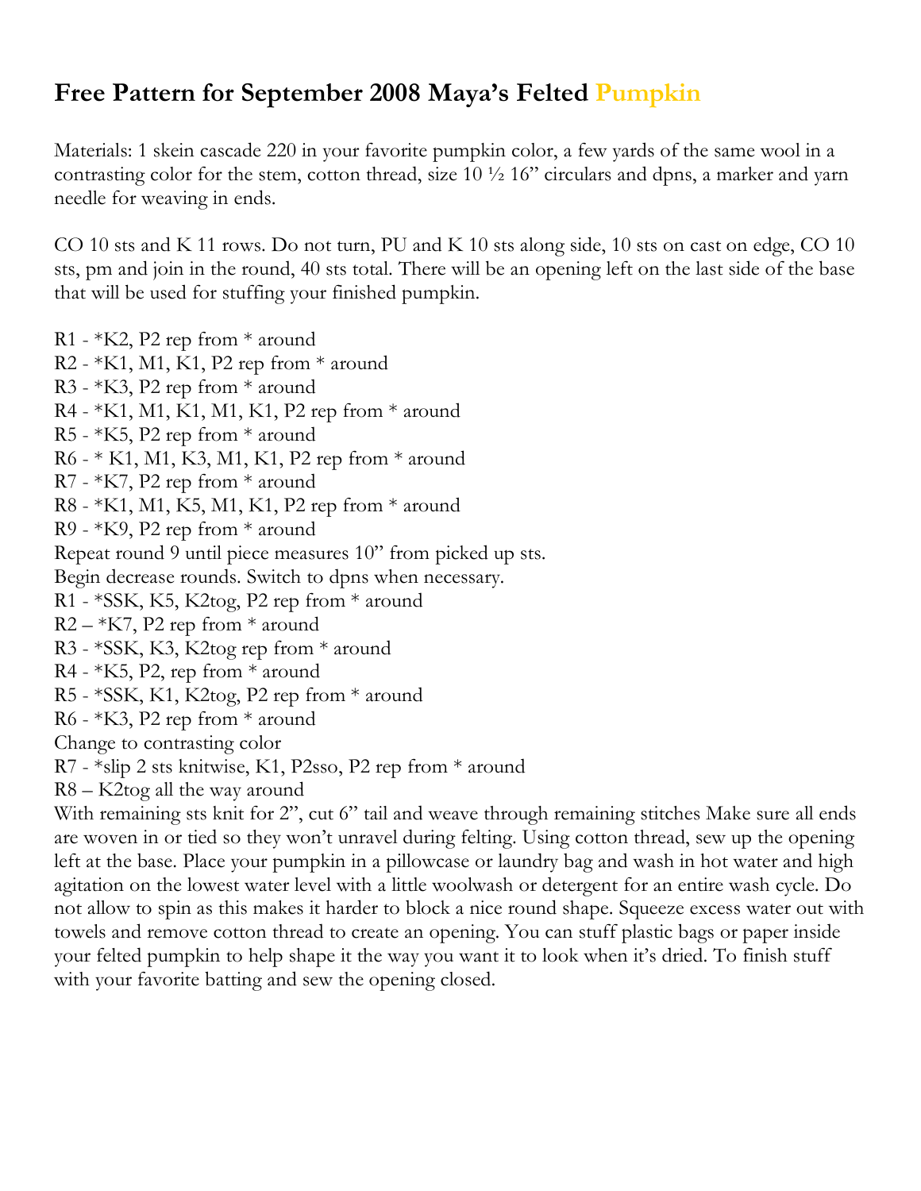# Free Pattern for September 2008 Maya's Felted Pumpkin

Materials: 1 skein cascade 220 in your favorite pumpkin color, a few yards of the same wool in a contrasting color for the stem, cotton thread, size 10 ½ 16" circulars and dpns, a marker and yarn needle for weaving in ends.

CO 10 sts and K 11 rows. Do not turn, PU and K 10 sts along side, 10 sts on cast on edge, CO 10 sts, pm and join in the round, 40 sts total. There will be an opening left on the last side of the base that will be used for stuffing your finished pumpkin.

R1 - *K2, P2 rep from * around
R2 - *K1, M1, K1, P2 rep from * around
R3 - *K3, P2 rep from * around
R4 - *K1, M1, K1, M1, K1, P2 rep from * around
R5 - *K5, P2 rep from * around
R6 - * K1, M1, K3, M1, K1, P2 rep from * around
R7 - *K7, P2 rep from * around
R8 - *K1, M1, K5, M1, K1, P2 rep from * around
R9 - *K9, P2 rep from * around
Repeat round 9 until piece measures 10" from picked up sts.
Begin decrease rounds. Switch to dpns when necessary.
R1 - *SSK, K5, K2tog, P2 rep from * around
R2 – *K7, P2 rep from * around
R3 - *SSK, K3, K2tog rep from * around
R4 - *K5, P2, rep from * around
R5 - *SSK, K1, K2tog, P2 rep from * around
R6 - *K3, P2 rep from * around
Change to contrasting color
R7 - *slip 2 sts knitwise, K1, P2sso, P2 rep from * around
R8 – K2tog all the way around
With remaining sts knit for 2", cut 6" tail and weave through remaining stitches Make sure all ends are woven in or tied so they won't unravel during felting. Using cotton thread, sew up the opening left at the base. Place your pumpkin in a pillowcase or laundry bag and wash in hot water and high agitation on the lowest water level with a little woolwash or detergent for an entire wash cycle. Do not allow to spin as this makes it harder to block a nice round shape. Squeeze excess water out with towels and remove cotton thread to create an opening. You can stuff plastic bags or paper inside your felted pumpkin to help shape it the way you want it to look when it's dried. To finish stuff with your favorite batting and sew the opening closed.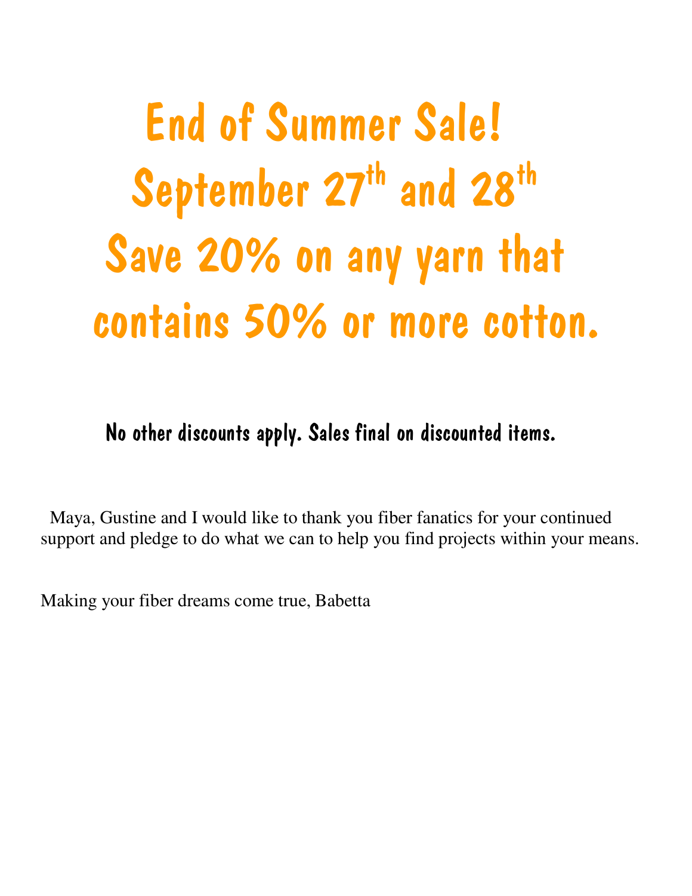# End of Summer Sale!

# September 27th and 28th

# Save 20% on any yarn that contains 50% or more cotton.

**No other discounts apply. Sales final on discounted items.**

Maya, Gustine and I would like to thank you fiber fanatics for your continued support and pledge to do what we can to help you find projects within your means.

Making your fiber dreams come true, Babetta